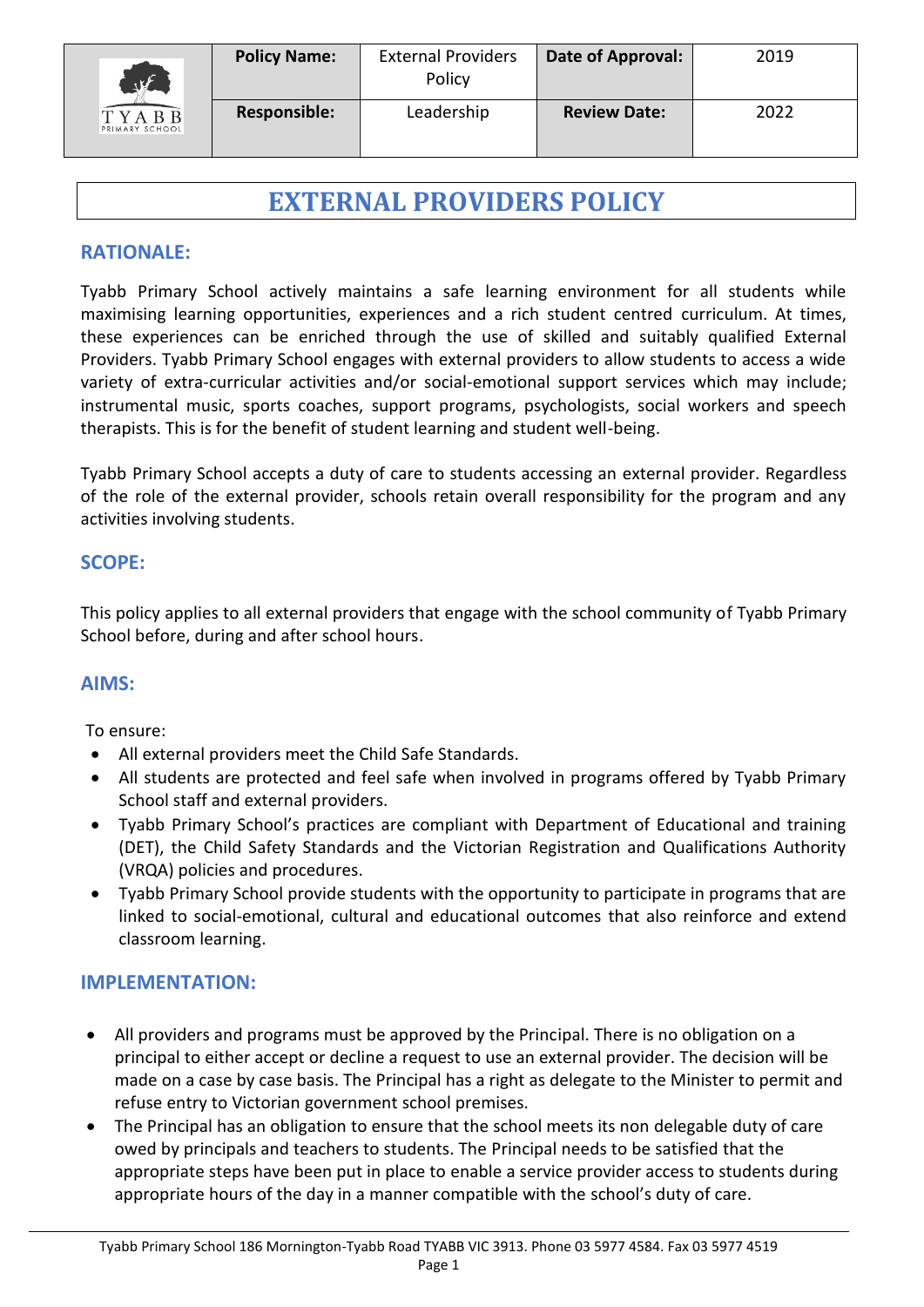| | Policy Name: | External Providers Policy | Date of Approval: | 2019 |
|---|---|---|---|---|
| TYABB PRIMARY SCHOOL | Responsible: | Leadership | Review Date: | 2022 |

# EXTERNAL PROVIDERS POLICY

## RATIONALE:

Tyabb Primary School actively maintains a safe learning environment for all students while maximising learning opportunities, experiences and a rich student centred curriculum. At times, these experiences can be enriched through the use of skilled and suitably qualified External Providers. Tyabb Primary School engages with external providers to allow students to access a wide variety of extra-curricular activities and/or social-emotional support services which may include; instrumental music, sports coaches, support programs, psychologists, social workers and speech therapists. This is for the benefit of student learning and student well-being.

Tyabb Primary School accepts a duty of care to students accessing an external provider. Regardless of the role of the external provider, schools retain overall responsibility for the program and any activities involving students.

## SCOPE:

This policy applies to all external providers that engage with the school community of Tyabb Primary School before, during and after school hours.

## AIMS:

To ensure:

- All external providers meet the Child Safe Standards.
- All students are protected and feel safe when involved in programs offered by Tyabb Primary School staff and external providers.
- Tyabb Primary School's practices are compliant with Department of Educational and training (DET), the Child Safety Standards and the Victorian Registration and Qualifications Authority (VRQA) policies and procedures.
- Tyabb Primary School provide students with the opportunity to participate in programs that are linked to social-emotional, cultural and educational outcomes that also reinforce and extend classroom learning.

## IMPLEMENTATION:

- All providers and programs must be approved by the Principal. There is no obligation on a principal to either accept or decline a request to use an external provider. The decision will be made on a case by case basis. The Principal has a right as delegate to the Minister to permit and refuse entry to Victorian government school premises.
- The Principal has an obligation to ensure that the school meets its non delegable duty of care owed by principals and teachers to students. The Principal needs to be satisfied that the appropriate steps have been put in place to enable a service provider access to students during appropriate hours of the day in a manner compatible with the school's duty of care.

Tyabb Primary School 186 Mornington-Tyabb Road TYABB VIC 3913. Phone 03 5977 4584. Fax 03 5977 4519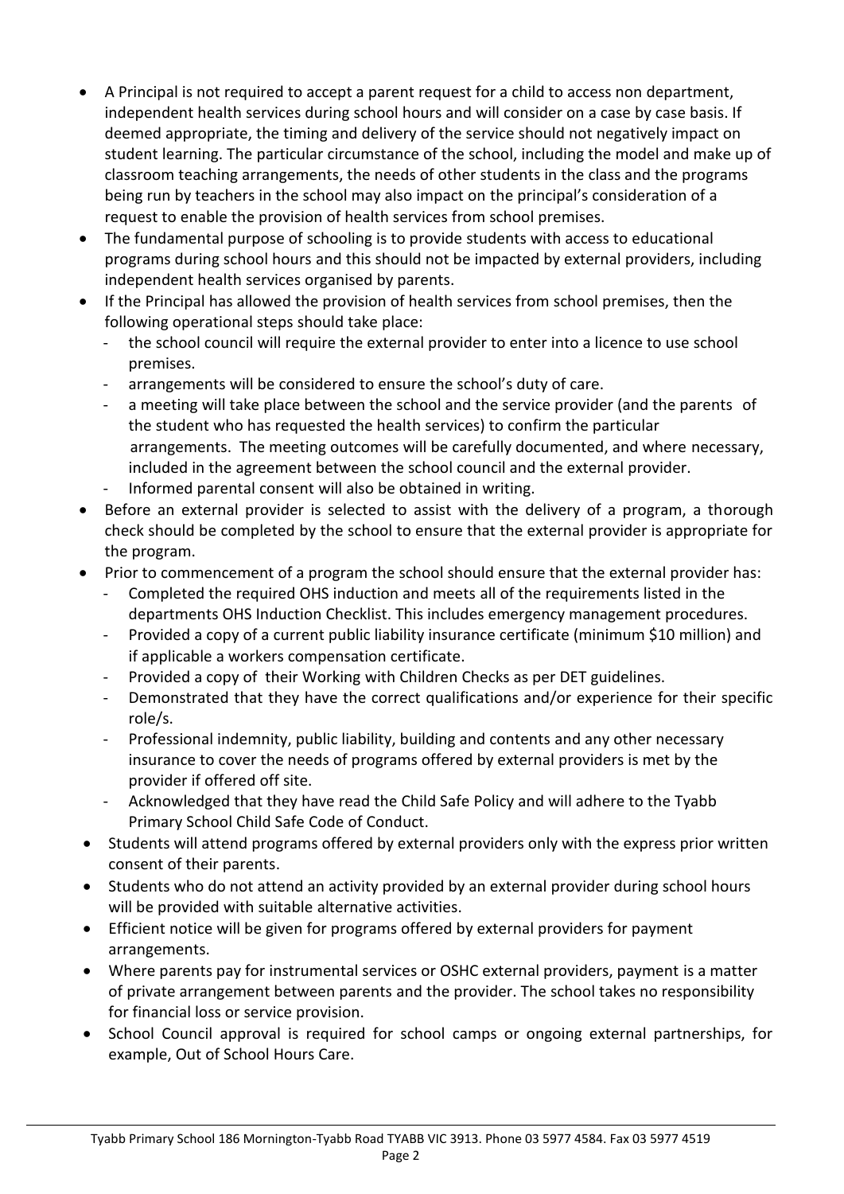- A Principal is not required to accept a parent request for a child to access non department, independent health services during school hours and will consider on a case by case basis. If deemed appropriate, the timing and delivery of the service should not negatively impact on student learning. The particular circumstance of the school, including the model and make up of classroom teaching arrangements, the needs of other students in the class and the programs being run by teachers in the school may also impact on the principal's consideration of a request to enable the provision of health services from school premises.
- The fundamental purpose of schooling is to provide students with access to educational programs during school hours and this should not be impacted by external providers, including independent health services organised by parents.
- If the Principal has allowed the provision of health services from school premises, then the following operational steps should take place:
    - the school council will require the external provider to enter into a licence to use school premises.
    - arrangements will be considered to ensure the school's duty of care.
    - a meeting will take place between the school and the service provider (and the parents of the student who has requested the health services) to confirm the particular arrangements. The meeting outcomes will be carefully documented, and where necessary, included in the agreement between the school council and the external provider.
    - Informed parental consent will also be obtained in writing.
- Before an external provider is selected to assist with the delivery of a program, a thorough check should be completed by the school to ensure that the external provider is appropriate for the program.
- Prior to commencement of a program the school should ensure that the external provider has:
    - Completed the required OHS induction and meets all of the requirements listed in the departments OHS Induction Checklist. This includes emergency management procedures.
    - Provided a copy of a current public liability insurance certificate (minimum $10 million) and if applicable a workers compensation certificate.
    - Provided a copy of their Working with Children Checks as per DET guidelines.
    - Demonstrated that they have the correct qualifications and/or experience for their specific role/s.
    - Professional indemnity, public liability, building and contents and any other necessary insurance to cover the needs of programs offered by external providers is met by the provider if offered off site.
    - Acknowledged that they have read the Child Safe Policy and will adhere to the Tyabb Primary School Child Safe Code of Conduct.
- Students will attend programs offered by external providers only with the express prior written consent of their parents.
- Students who do not attend an activity provided by an external provider during school hours will be provided with suitable alternative activities.
- Efficient notice will be given for programs offered by external providers for payment arrangements.
- Where parents pay for instrumental services or OSHC external providers, payment is a matter of private arrangement between parents and the provider. The school takes no responsibility for financial loss or service provision.
- School Council approval is required for school camps or ongoing external partnerships, for example, Out of School Hours Care.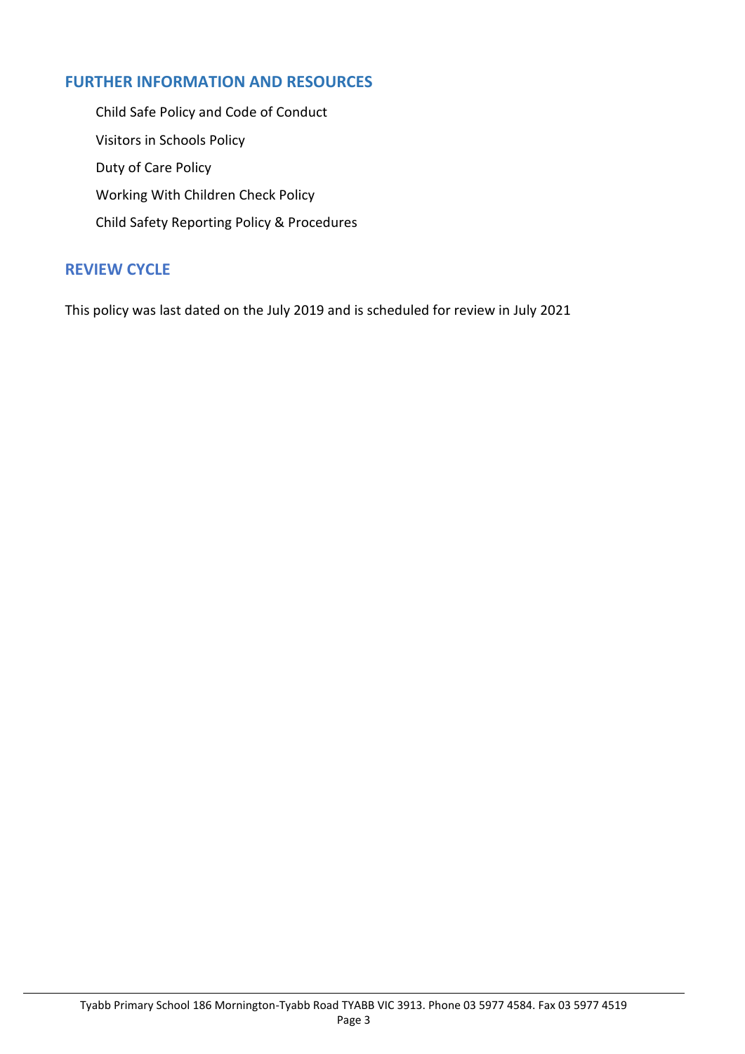## FURTHER INFORMATION AND RESOURCES

- Child Safe Policy and Code of Conduct
- Visitors in Schools Policy
- Duty of Care Policy
- Working With Children Check Policy
- Child Safety Reporting Policy & Procedures

## REVIEW CYCLE

This policy was last dated on the July 2019 and is scheduled for review in July 2021